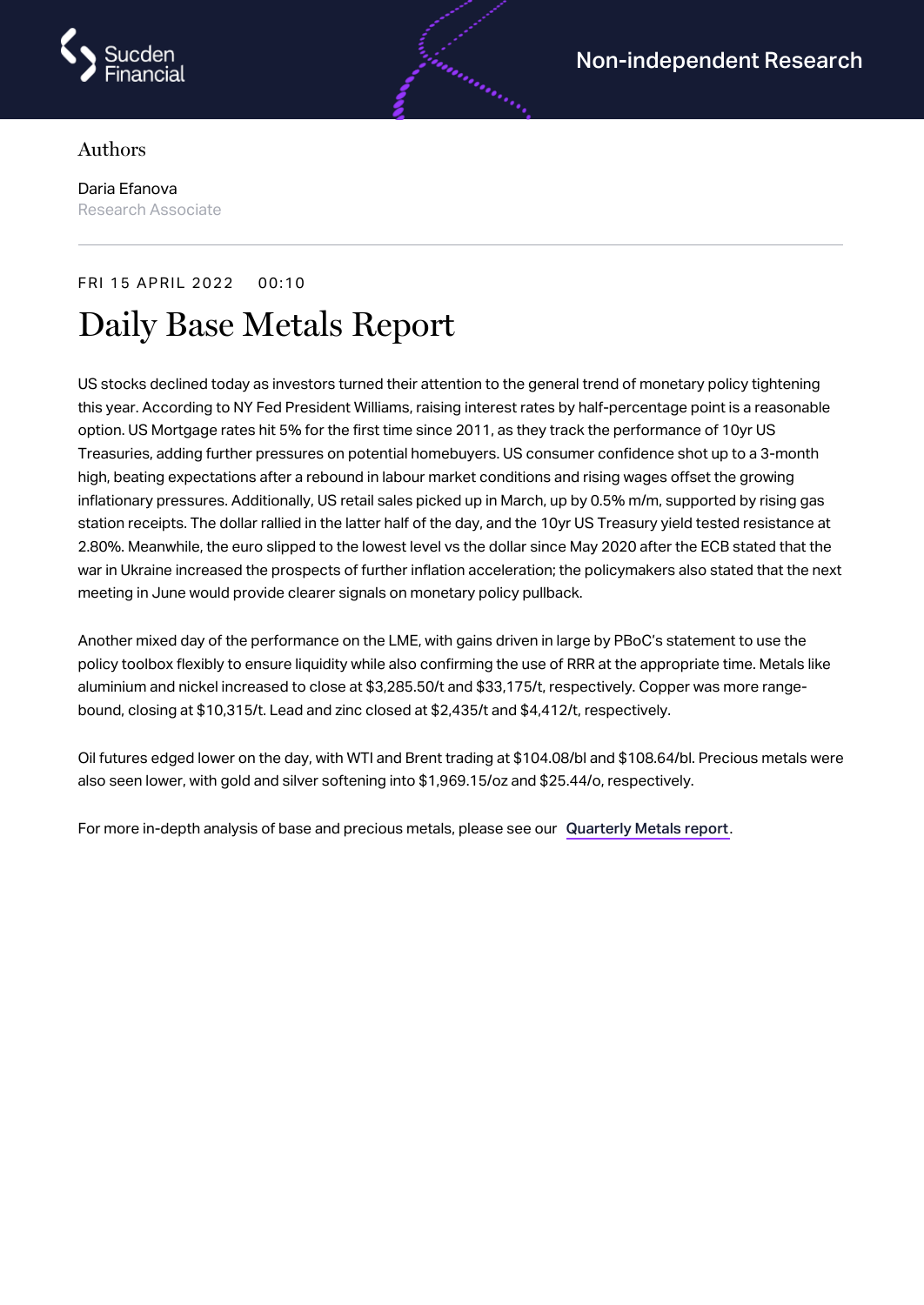Non-independent Research

Authors

Daria Efanova
Research Associate

FRI 15 APRIL 2022 00:10

# Daily Base Metals Report

US stocks declined today as investors turned their attention to the general trend of monetary policy tightening this year. According to NY Fed President Williams, raising interest rates by half-percentage point is a reasonable option. US Mortgage rates hit 5% for the first time since 2011, as they track the performance of 10yr US Treasuries, adding further pressures on potential homebuyers. US consumer confidence shot up to a 3-month high, beating expectations after a rebound in labour market conditions and rising wages offset the growing inflationary pressures. Additionally, US retail sales picked up in March, up by 0.5% m/m, supported by rising gas station receipts. The dollar rallied in the latter half of the day, and the 10yr US Treasury yield tested resistance at 2.80%. Meanwhile, the euro slipped to the lowest level vs the dollar since May 2020 after the ECB stated that the war in Ukraine increased the prospects of further inflation acceleration; the policymakers also stated that the next meeting in June would provide clearer signals on monetary policy pullback.

Another mixed day of the performance on the LME, with gains driven in large by PBoC's statement to use the policy toolbox flexibly to ensure liquidity while also confirming the use of RRR at the appropriate time. Metals like aluminium and nickel increased to close at $3,285.50/t and $33,175/t, respectively. Copper was more range-bound, closing at $10,315/t. Lead and zinc closed at $2,435/t and $4,412/t, respectively.

Oil futures edged lower on the day, with WTI and Brent trading at $104.08/bl and $108.64/bl. Precious metals were also seen lower, with gold and silver softening into $1,969.15/oz and $25.44/o, respectively.

For more in-depth analysis of base and precious metals, please see our Quarterly Metals report.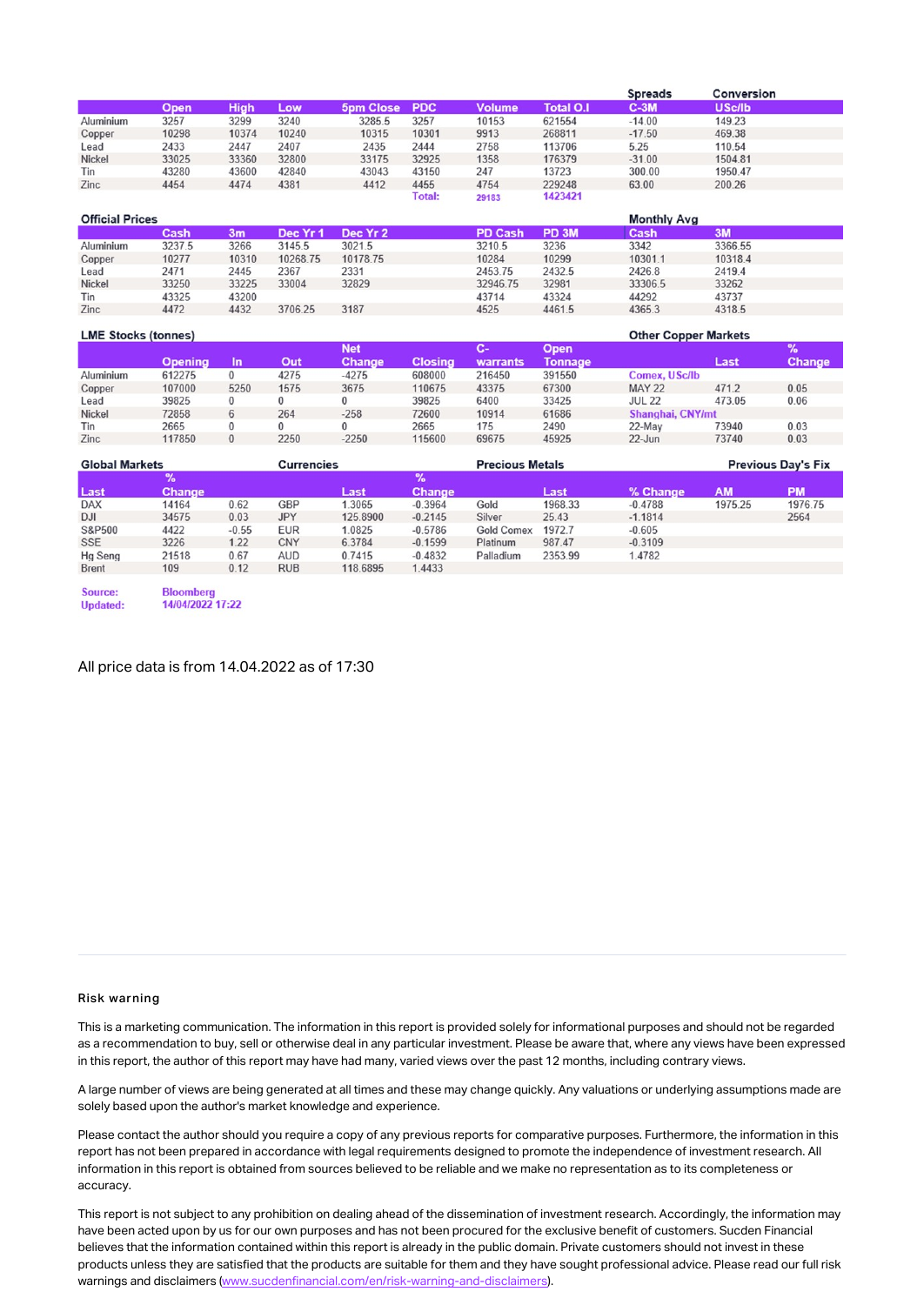| | Open | High | Low | 5pm Close | PDC | Volume | Total O.I | Spreads C-3M | Conversion USc/lb |
|---|---|---|---|---|---|---|---|---|---|
| Aluminium | 3257 | 3299 | 3240 | 3285.5 | 3257 | 10153 | 621554 | -14.00 | 149.23 |
| Copper | 10298 | 10374 | 10240 | 10315 | 10301 | 9913 | 268811 | -17.50 | 469.38 |
| Lead | 2433 | 2447 | 2407 | 2435 | 2444 | 2758 | 113706 | 5.25 | 110.54 |
| Nickel | 33025 | 33360 | 32800 | 33175 | 32925 | 1358 | 176379 | -31.00 | 1504.81 |
| Tin | 43280 | 43600 | 42840 | 43043 | 43150 | 247 | 13723 | 300.00 | 1950.47 |
| Zinc | 4454 | 4474 | 4381 | 4412 | 4455 | 4754 | 229248 | 63.00 | 200.26 |
| | | | | | Total: | 29183 | 1423421 | | |

**Official Prices**

| | Cash | 3m | Dec Yr 1 | Dec Yr 2 | PD Cash | PD 3M | Monthly Avg Cash | Monthly Avg 3M |
|---|---|---|---|---|---|---|---|---|
| Aluminium | 3237.5 | 3266 | 3145.5 | 3021.5 | 3210.5 | 3236 | 3342 | 3366.55 |
| Copper | 10277 | 10310 | 10268.75 | 10178.75 | 10284 | 10299 | 10301.1 | 10318.4 |
| Lead | 2471 | 2445 | 2367 | 2331 | 2453.75 | 2432.5 | 2426.8 | 2419.4 |
| Nickel | 33250 | 33225 | 33004 | 32829 | 32946.75 | 32981 | 33306.5 | 33262 |
| Tin | 43325 | 43200 | | | 43714 | 43324 | 44292 | 43737 |
| Zinc | 4472 | 4432 | 3706.25 | 3187 | 4525 | 4461.5 | 4365.3 | 4318.5 |

**LME Stocks (tonnes)**

| | Opening | In | Out | Net Change | Closing | C-warrants | Open Tonnage |
|---|---|---|---|---|---|---|---|
| Aluminium | 612275 | 0 | 4275 | -4275 | 608000 | 216450 | 391550 |
| Copper | 107000 | 5250 | 1575 | 3675 | 110675 | 43375 | 67300 |
| Lead | 39825 | 0 | 0 | 0 | 39825 | 6400 | 33425 |
| Nickel | 72858 | 6 | 264 | -258 | 72600 | 10914 | 61686 |
| Tin | 2665 | 0 | 0 | 0 | 2665 | 175 | 2490 |
| Zinc | 117850 | 0 | 2250 | -2250 | 115600 | 69675 | 45925 |

**Other Copper Markets**

| | Last | % Change |
|---|---|---|
| Comex, USc/lb | | |
| MAY 22 | 471.2 | 0.05 |
| JUL 22 | 473.05 | 0.06 |
| Shanghai, CNY/mt | | |
| 22-May | 73940 | 0.03 |
| 22-Jun | 73740 | 0.03 |

**Global Markets**

| | Last | % Change |
|---|---|---|
| DAX | 14164 | 0.62 |
| DJI | 34575 | 0.03 |
| S&P500 | 4422 | -0.55 |
| SSE | 3226 | 1.22 |
| Hg Seng | 21518 | 0.67 |
| Brent | 109 | 0.12 |

**Currencies**

| | Last | % Change |
|---|---|---|
| GBP | 1.3065 | -0.3964 |
| JPY | 125.8900 | -0.2145 |
| EUR | 1.0825 | -0.5786 |
| CNY | 6.3784 | -0.1599 |
| AUD | 0.7415 | -0.4832 |
| RUB | 118.6895 | 1.4433 |

**Precious Metals**

| | Last | % Change | Previous Day's Fix AM | Previous Day's Fix PM |
|---|---|---|---|---|
| Gold | 1968.33 | -0.4788 | 1975.25 | 1976.75 |
| Silver | 25.43 | -1.1814 | | 2564 |
| Gold Comex | 1972.7 | -0.605 | | |
| Platinum | 987.47 | -0.3109 | | |
| Palladium | 2353.99 | 1.4782 | | |

Source: Bloomberg
Updated: 14/04/2022 17:22

All price data is from 14.04.2022 as of 17:30

## Risk warning

This is a marketing communication. The information in this report is provided solely for informational purposes and should not be regarded as a recommendation to buy, sell or otherwise deal in any particular investment. Please be aware that, where any views have been expressed in this report, the author of this report may have had many, varied views over the past 12 months, including contrary views.

A large number of views are being generated at all times and these may change quickly. Any valuations or underlying assumptions made are solely based upon the author's market knowledge and experience.

Please contact the author should you require a copy of any previous reports for comparative purposes. Furthermore, the information in this report has not been prepared in accordance with legal requirements designed to promote the independence of investment research. All information in this report is obtained from sources believed to be reliable and we make no representation as to its completeness or accuracy.

This report is not subject to any prohibition on dealing ahead of the dissemination of investment research. Accordingly, the information may have been acted upon by us for our own purposes and has not been procured for the exclusive benefit of customers. Sucden Financial believes that the information contained within this report is already in the public domain. Private customers should not invest in these products unless they are satisfied that the products are suitable for them and they have sought professional advice. Please read our full risk warnings and disclaimers (www.sucdenfinancial.com/en/risk-warning-and-disclaimers).